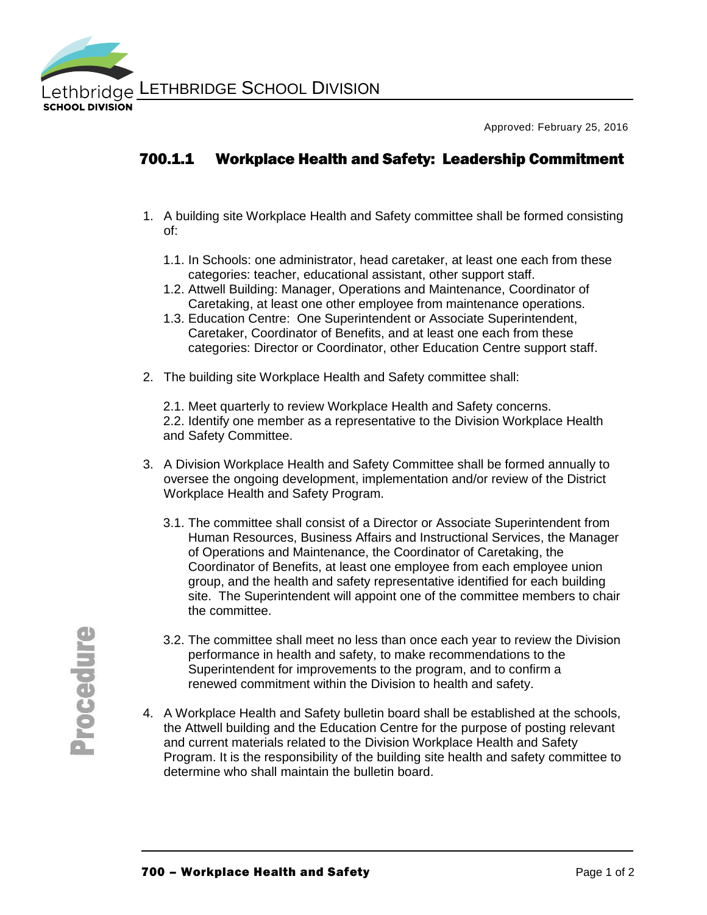LETHBRIDGE SCHOOL DIVISION

Approved: February 25, 2016

# 700.1.1 Workplace Health and Safety: Leadership Commitment

1. A building site Workplace Health and Safety committee shall be formed consisting of:

   1.1. In Schools: one administrator, head caretaker, at least one each from these categories: teacher, educational assistant, other support staff.
   
   1.2. Attwell Building: Manager, Operations and Maintenance, Coordinator of Caretaking, at least one other employee from maintenance operations.
   
   1.3. Education Centre: One Superintendent or Associate Superintendent, Caretaker, Coordinator of Benefits, and at least one each from these categories: Director or Coordinator, other Education Centre support staff.

2. The building site Workplace Health and Safety committee shall:

   2.1. Meet quarterly to review Workplace Health and Safety concerns.
   
   2.2. Identify one member as a representative to the Division Workplace Health and Safety Committee.

3. A Division Workplace Health and Safety Committee shall be formed annually to oversee the ongoing development, implementation and/or review of the District Workplace Health and Safety Program.

   3.1. The committee shall consist of a Director or Associate Superintendent from Human Resources, Business Affairs and Instructional Services, the Manager of Operations and Maintenance, the Coordinator of Caretaking, the Coordinator of Benefits, at least one employee from each employee union group, and the health and safety representative identified for each building site. The Superintendent will appoint one of the committee members to chair the committee.
   
   3.2. The committee shall meet no less than once each year to review the Division performance in health and safety, to make recommendations to the Superintendent for improvements to the program, and to confirm a renewed commitment within the Division to health and safety.

4. A Workplace Health and Safety bulletin board shall be established at the schools, the Attwell building and the Education Centre for the purpose of posting relevant and current materials related to the Division Workplace Health and Safety Program. It is the responsibility of the building site health and safety committee to determine who shall maintain the bulletin board.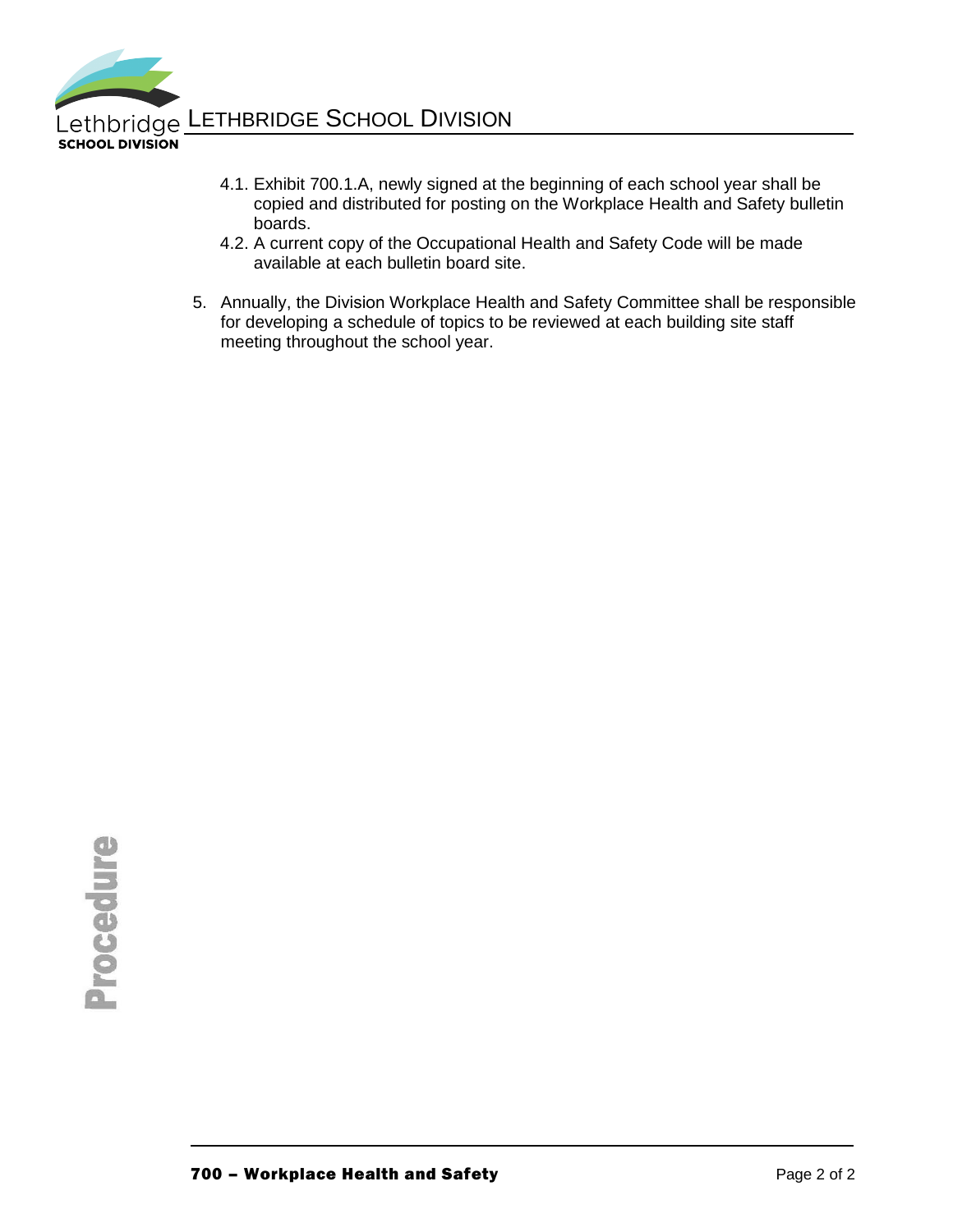4.1. Exhibit 700.1.A, newly signed at the beginning of each school year shall be copied and distributed for posting on the Workplace Health and Safety bulletin boards.
4.2. A current copy of the Occupational Health and Safety Code will be made available at each bulletin board site.

5. Annually, the Division Workplace Health and Safety Committee shall be responsible for developing a schedule of topics to be reviewed at each building site staff meeting throughout the school year.